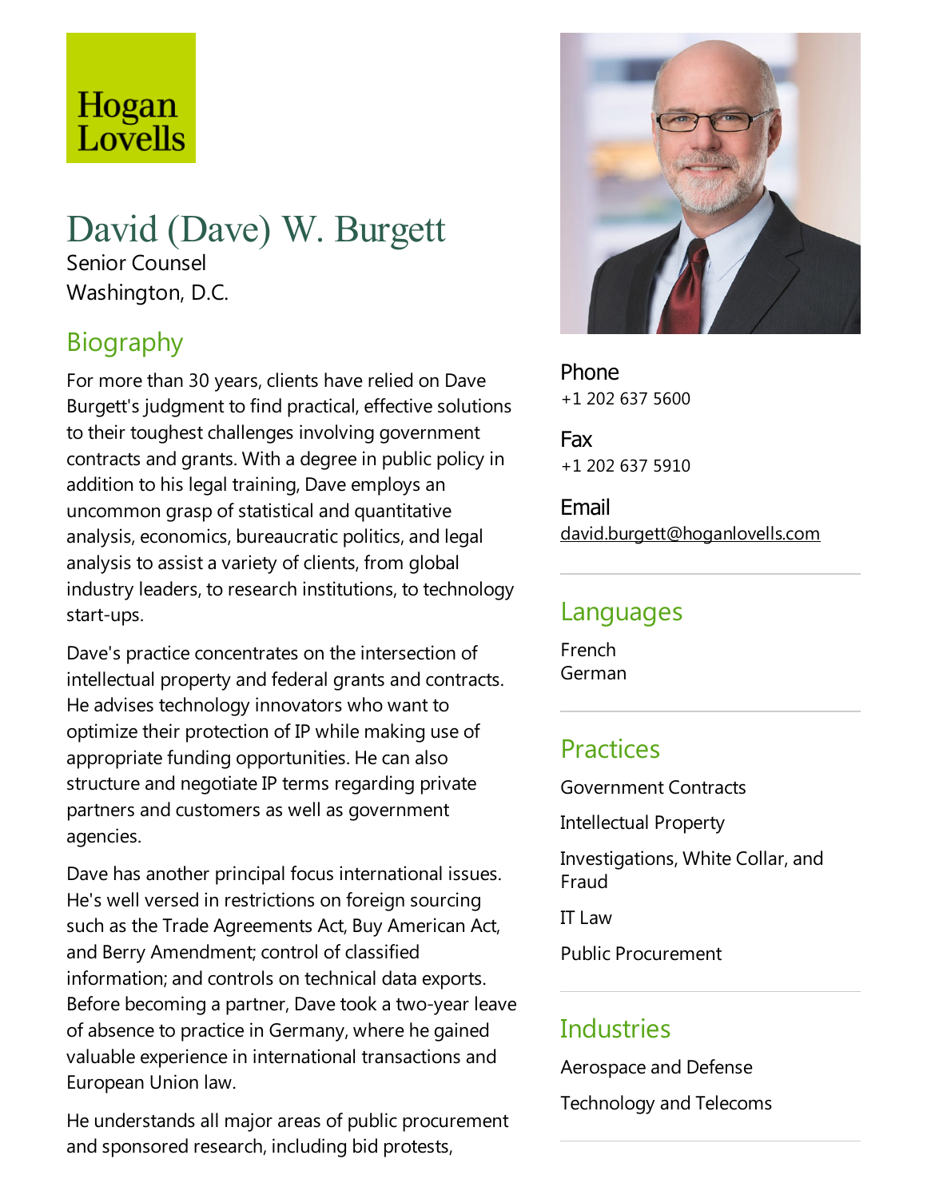Hogan Lovells

# David (Dave) W. Burgett

Senior Counsel
Washington, D.C.

## Biography

For more than 30 years, clients have relied on Dave Burgett's judgment to find practical, effective solutions to their toughest challenges involving government contracts and grants. With a degree in public policy in addition to his legal training, Dave employs an uncommon grasp of statistical and quantitative analysis, economics, bureaucratic politics, and legal analysis to assist a variety of clients, from global industry leaders, to research institutions, to technology start-ups.

Dave's practice concentrates on the intersection of intellectual property and federal grants and contracts. He advises technology innovators who want to optimize their protection of IP while making use of appropriate funding opportunities. He can also structure and negotiate IP terms regarding private partners and customers as well as government agencies.

Dave has another principal focus international issues. He's well versed in restrictions on foreign sourcing such as the Trade Agreements Act, Buy American Act, and Berry Amendment; control of classified information; and controls on technical data exports. Before becoming a partner, Dave took a two-year leave of absence to practice in Germany, where he gained valuable experience in international transactions and European Union law.

He understands all major areas of public procurement and sponsored research, including bid protests,

**Phone**
+1 202 637 5600

**Fax**
+1 202 637 5910

**Email**
david.burgett@hoganlovells.com

## Languages

French
German

## Practices

Government Contracts

Intellectual Property

Investigations, White Collar, and Fraud

IT Law

Public Procurement

## Industries

Aerospace and Defense

Technology and Telecoms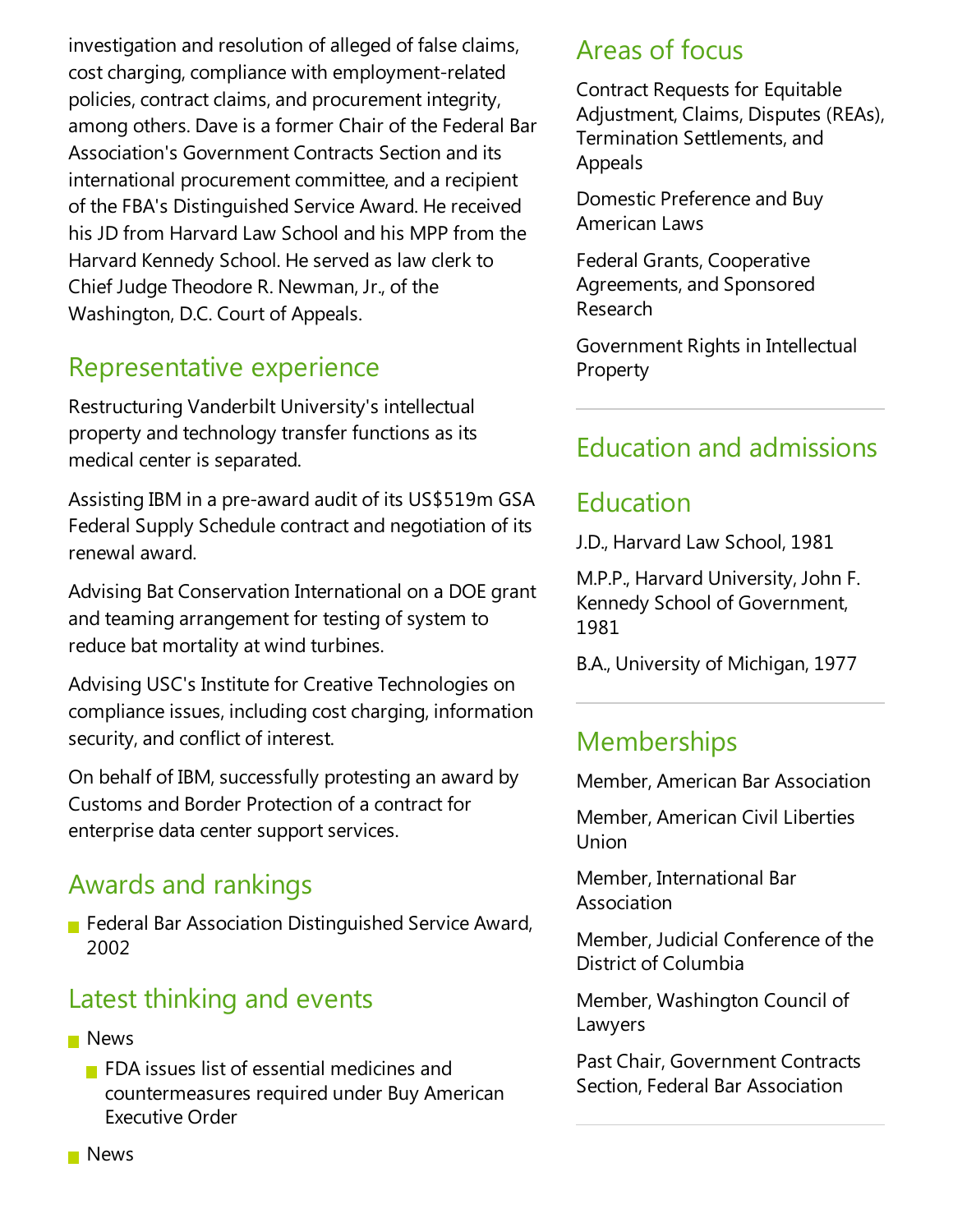investigation and resolution of alleged of false claims, cost charging, compliance with employment-related policies, contract claims, and procurement integrity, among others. Dave is a former Chair of the Federal Bar Association's Government Contracts Section and its international procurement committee, and a recipient of the FBA's Distinguished Service Award. He received his JD from Harvard Law School and his MPP from the Harvard Kennedy School. He served as law clerk to Chief Judge Theodore R. Newman, Jr., of the Washington, D.C. Court of Appeals.

## Representative experience

Restructuring Vanderbilt University's intellectual property and technology transfer functions as its medical center is separated.

Assisting IBM in a pre-award audit of its US$519m GSA Federal Supply Schedule contract and negotiation of its renewal award.

Advising Bat Conservation International on a DOE grant and teaming arrangement for testing of system to reduce bat mortality at wind turbines.

Advising USC's Institute for Creative Technologies on compliance issues, including cost charging, information security, and conflict of interest.

On behalf of IBM, successfully protesting an award by Customs and Border Protection of a contract for enterprise data center support services.

## Awards and rankings

- Federal Bar Association Distinguished Service Award, 2002

## Latest thinking and events

- News
  - FDA issues list of essential medicines and countermeasures required under Buy American Executive Order
- News

## Areas of focus

Contract Requests for Equitable Adjustment, Claims, Disputes (REAs), Termination Settlements, and Appeals

Domestic Preference and Buy American Laws

Federal Grants, Cooperative Agreements, and Sponsored Research

Government Rights in Intellectual Property

## Education and admissions

## Education

J.D., Harvard Law School, 1981

M.P.P., Harvard University, John F. Kennedy School of Government, 1981

B.A., University of Michigan, 1977

## Memberships

Member, American Bar Association

Member, American Civil Liberties Union

Member, International Bar Association

Member, Judicial Conference of the District of Columbia

Member, Washington Council of Lawyers

Past Chair, Government Contracts Section, Federal Bar Association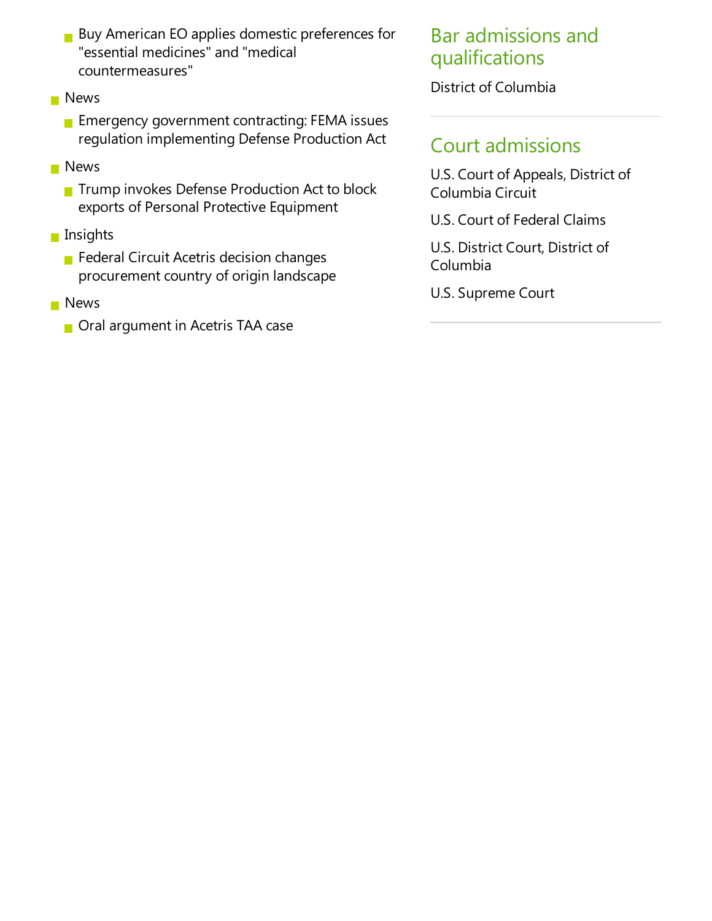- Buy American EO applies domestic preferences for "essential medicines" and "medical countermeasures"
- News
  - Emergency government contracting: FEMA issues regulation implementing Defense Production Act
- News
  - Trump invokes Defense Production Act to block exports of Personal Protective Equipment
- Insights
  - Federal Circuit Acetris decision changes procurement country of origin landscape
- News
  - Oral argument in Acetris TAA case

## Bar admissions and qualifications

District of Columbia

## Court admissions

U.S. Court of Appeals, District of Columbia Circuit

U.S. Court of Federal Claims

U.S. District Court, District of Columbia

U.S. Supreme Court